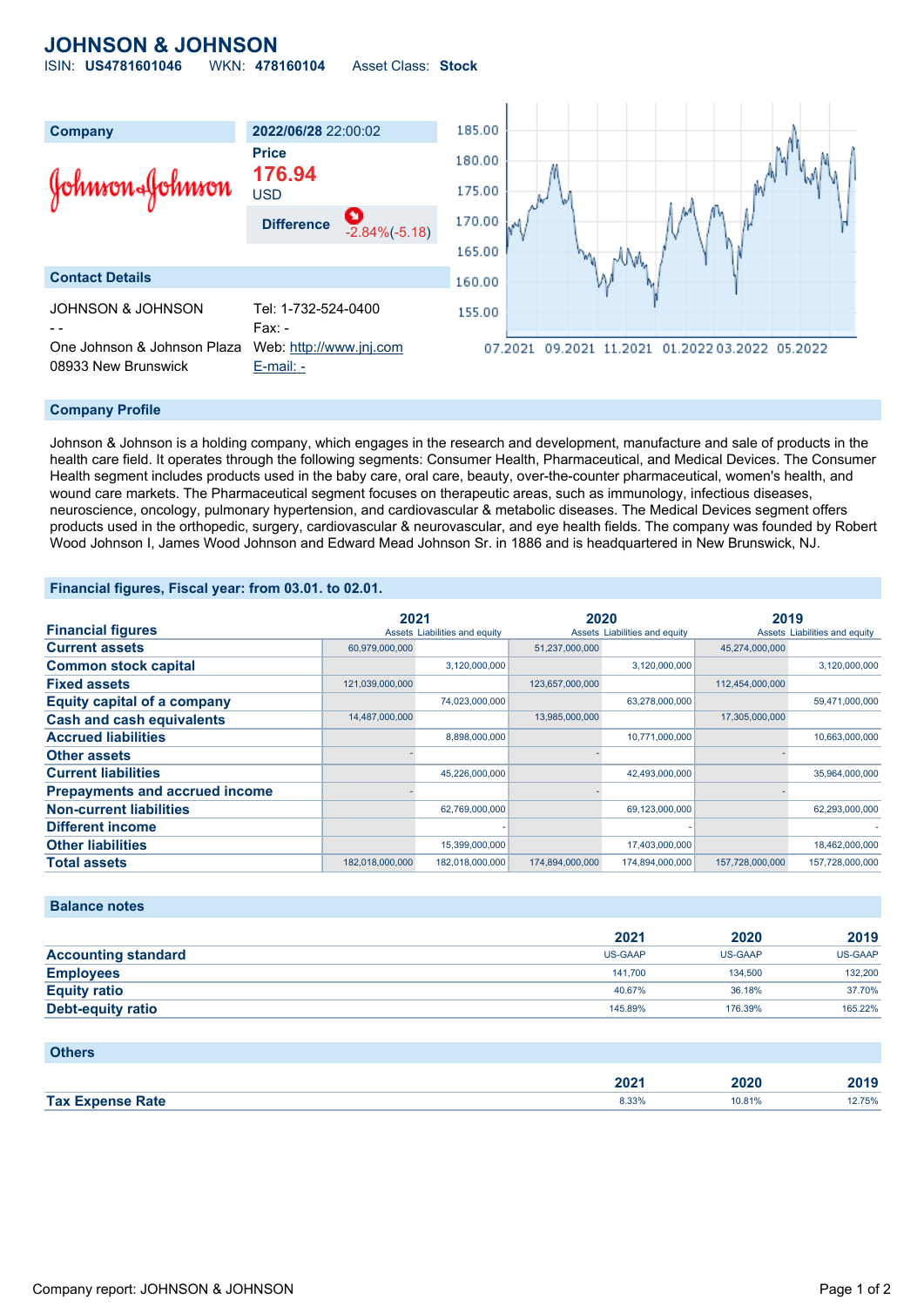# JOHNSON & JOHNSON

ISIN: **US4781601046** WKN: **478160104** Asset Class: **Stock**

| Company | 2022/06/28 22:00:02 |
|---|---|
| Johnson & Johnson | **Price** 176.94 USD |
| | **Difference** -2.84%(-5.18) |

## Contact Details

JOHNSON & JOHNSON
- -
One Johnson & Johnson Plaza
08933 New Brunswick

Tel: 1-732-524-0400
Fax: -
Web: http://www.jnj.com
E-mail: -

## Company Profile

Johnson & Johnson is a holding company, which engages in the research and development, manufacture and sale of products in the health care field. It operates through the following segments: Consumer Health, Pharmaceutical, and Medical Devices. The Consumer Health segment includes products used in the baby care, oral care, beauty, over-the-counter pharmaceutical, women's health, and wound care markets. The Pharmaceutical segment focuses on therapeutic areas, such as immunology, infectious diseases, neuroscience, oncology, pulmonary hypertension, and cardiovascular & metabolic diseases. The Medical Devices segment offers products used in the orthopedic, surgery, cardiovascular & neurovascular, and eye health fields. The company was founded by Robert Wood Johnson I, James Wood Johnson and Edward Mead Johnson Sr. in 1886 and is headquartered in New Brunswick, NJ.

## Financial figures, Fiscal year: from 03.01. to 02.01.

| Financial figures | 2021 | | 2020 | | 2019 | |
|---|---|---|---|---|---|---|
| | Assets | Liabilities and equity | Assets | Liabilities and equity | Assets | Liabilities and equity |
| **Current assets** | 60,979,000,000 | | 51,237,000,000 | | 45,274,000,000 | |
| **Common stock capital** | | 3,120,000,000 | | 3,120,000,000 | | 3,120,000,000 |
| **Fixed assets** | 121,039,000,000 | | 123,657,000,000 | | 112,454,000,000 | |
| **Equity capital of a company** | | 74,023,000,000 | | 63,278,000,000 | | 59,471,000,000 |
| **Cash and cash equivalents** | 14,487,000,000 | | 13,985,000,000 | | 17,305,000,000 | |
| **Accrued liabilities** | | 8,898,000,000 | | 10,771,000,000 | | 10,663,000,000 |
| **Other assets** | - | | - | | - | |
| **Current liabilities** | | 45,226,000,000 | | 42,493,000,000 | | 35,964,000,000 |
| **Prepayments and accrued income** | - | | - | | - | |
| **Non-current liabilities** | | 62,769,000,000 | | 69,123,000,000 | | 62,293,000,000 |
| **Different income** | | - | | - | | - |
| **Other liabilities** | | 15,399,000,000 | | 17,403,000,000 | | 18,462,000,000 |
| **Total assets** | 182,018,000,000 | 182,018,000,000 | 174,894,000,000 | 174,894,000,000 | 157,728,000,000 | 157,728,000,000 |

## Balance notes

| | 2021 | 2020 | 2019 |
|---|---|---|---|
| **Accounting standard** | US-GAAP | US-GAAP | US-GAAP |
| **Employees** | 141,700 | 134,500 | 132,200 |
| **Equity ratio** | 40.67% | 36.18% | 37.70% |
| **Debt-equity ratio** | 145.89% | 176.39% | 165.22% |

## Others

| | 2021 | 2020 | 2019 |
|---|---|---|---|
| **Tax Expense Rate** | 8.33% | 10.81% | 12.75% |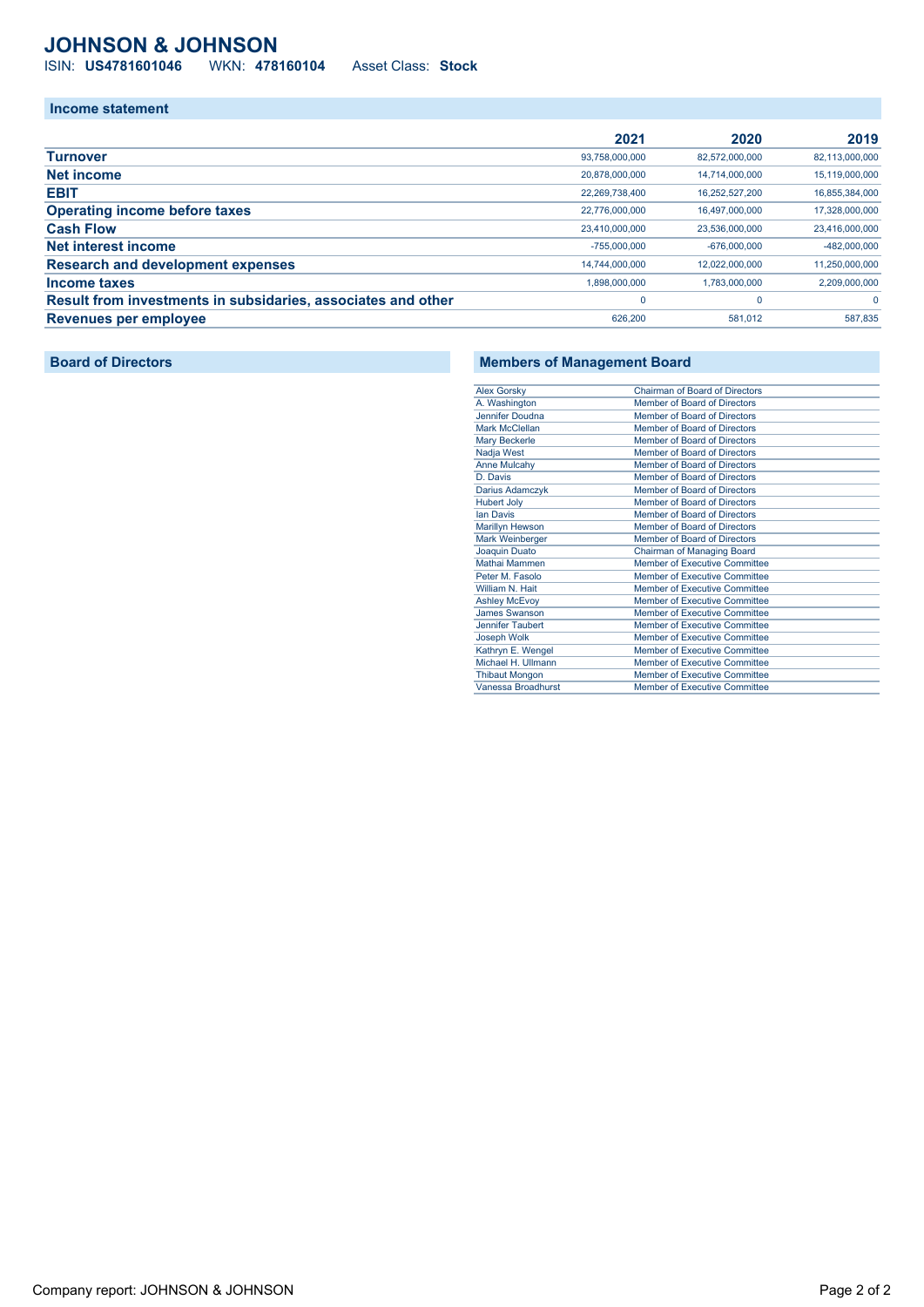# JOHNSON & JOHNSON

ISIN: **US4781601046** WKN: **478160104** Asset Class: **Stock**

## Income statement

| | 2021 | 2020 | 2019 |
|---|---|---|---|
| **Turnover** | 93,758,000,000 | 82,572,000,000 | 82,113,000,000 |
| **Net income** | 20,878,000,000 | 14,714,000,000 | 15,119,000,000 |
| **EBIT** | 22,269,738,400 | 16,252,527,200 | 16,855,384,000 |
| **Operating income before taxes** | 22,776,000,000 | 16,497,000,000 | 17,328,000,000 |
| **Cash Flow** | 23,410,000,000 | 23,536,000,000 | 23,416,000,000 |
| **Net interest income** | -755,000,000 | -676,000,000 | -482,000,000 |
| **Research and development expenses** | 14,744,000,000 | 12,022,000,000 | 11,250,000,000 |
| **Income taxes** | 1,898,000,000 | 1,783,000,000 | 2,209,000,000 |
| **Result from investments in subsidaries, associates and other** | 0 | 0 | 0 |
| **Revenues per employee** | 626,200 | 581,012 | 587,835 |

## Board of Directors

## Members of Management Board

| | |
|---|---|
| Alex Gorsky | Chairman of Board of Directors |
| A. Washington | Member of Board of Directors |
| Jennifer Doudna | Member of Board of Directors |
| Mark McClellan | Member of Board of Directors |
| Mary Beckerle | Member of Board of Directors |
| Nadja West | Member of Board of Directors |
| Anne Mulcahy | Member of Board of Directors |
| D. Davis | Member of Board of Directors |
| Darius Adamczyk | Member of Board of Directors |
| Hubert Joly | Member of Board of Directors |
| Ian Davis | Member of Board of Directors |
| Marillyn Hewson | Member of Board of Directors |
| Mark Weinberger | Member of Board of Directors |
| Joaquin Duato | Chairman of Managing Board |
| Mathai Mammen | Member of Executive Committee |
| Peter M. Fasolo | Member of Executive Committee |
| William N. Hait | Member of Executive Committee |
| Ashley McEvoy | Member of Executive Committee |
| James Swanson | Member of Executive Committee |
| Jennifer Taubert | Member of Executive Committee |
| Joseph Wolk | Member of Executive Committee |
| Kathryn E. Wengel | Member of Executive Committee |
| Michael H. Ullmann | Member of Executive Committee |
| Thibaut Mongon | Member of Executive Committee |
| Vanessa Broadhurst | Member of Executive Committee |